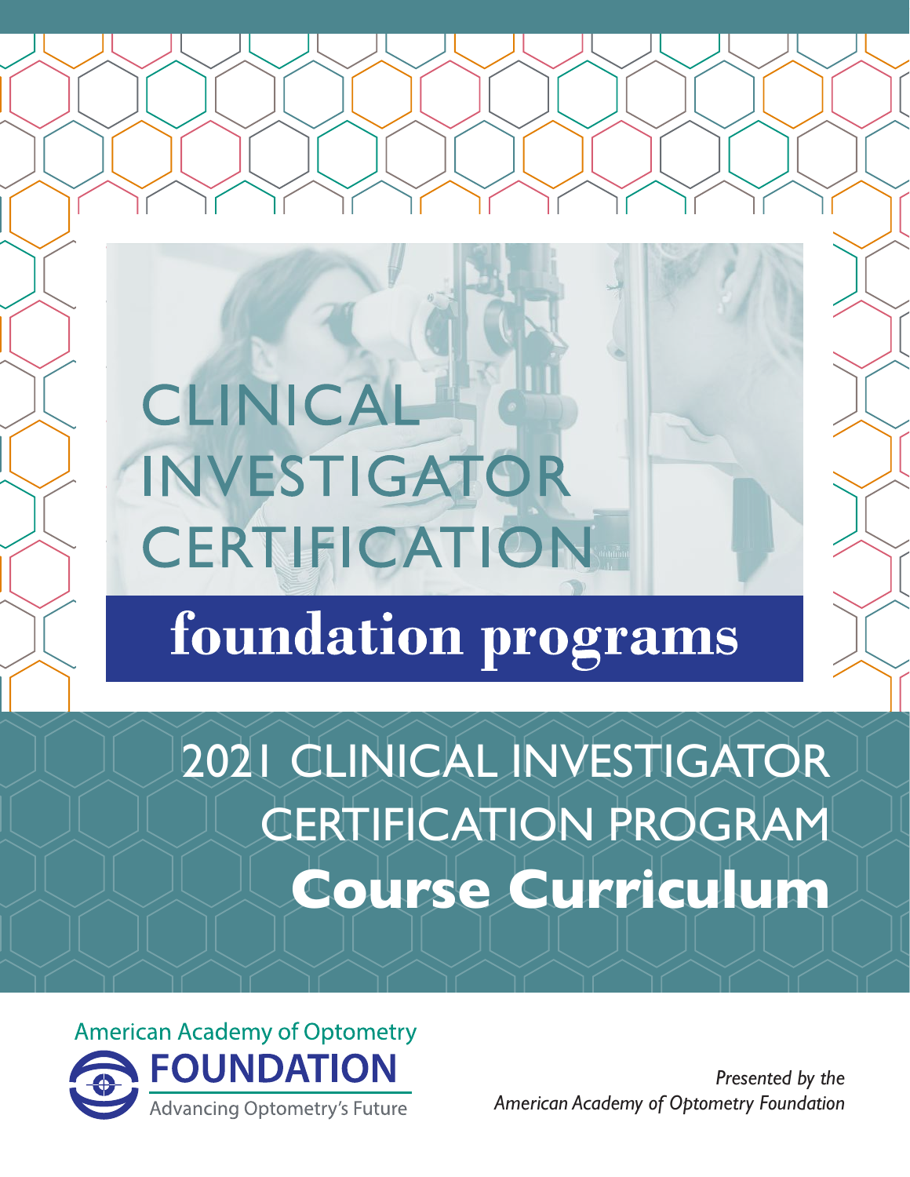# CLINICAL INVESTIGATOR CERTIFICATION

## foundation programs

# 2021 CLINICAL INVESTIGATOR CERTIFICATION PROGRAM **Course Curriculum**

American Academy of Optometry
FOUNDATION
Advancing Optometry's Future

*Presented by the American Academy of Optometry Foundation*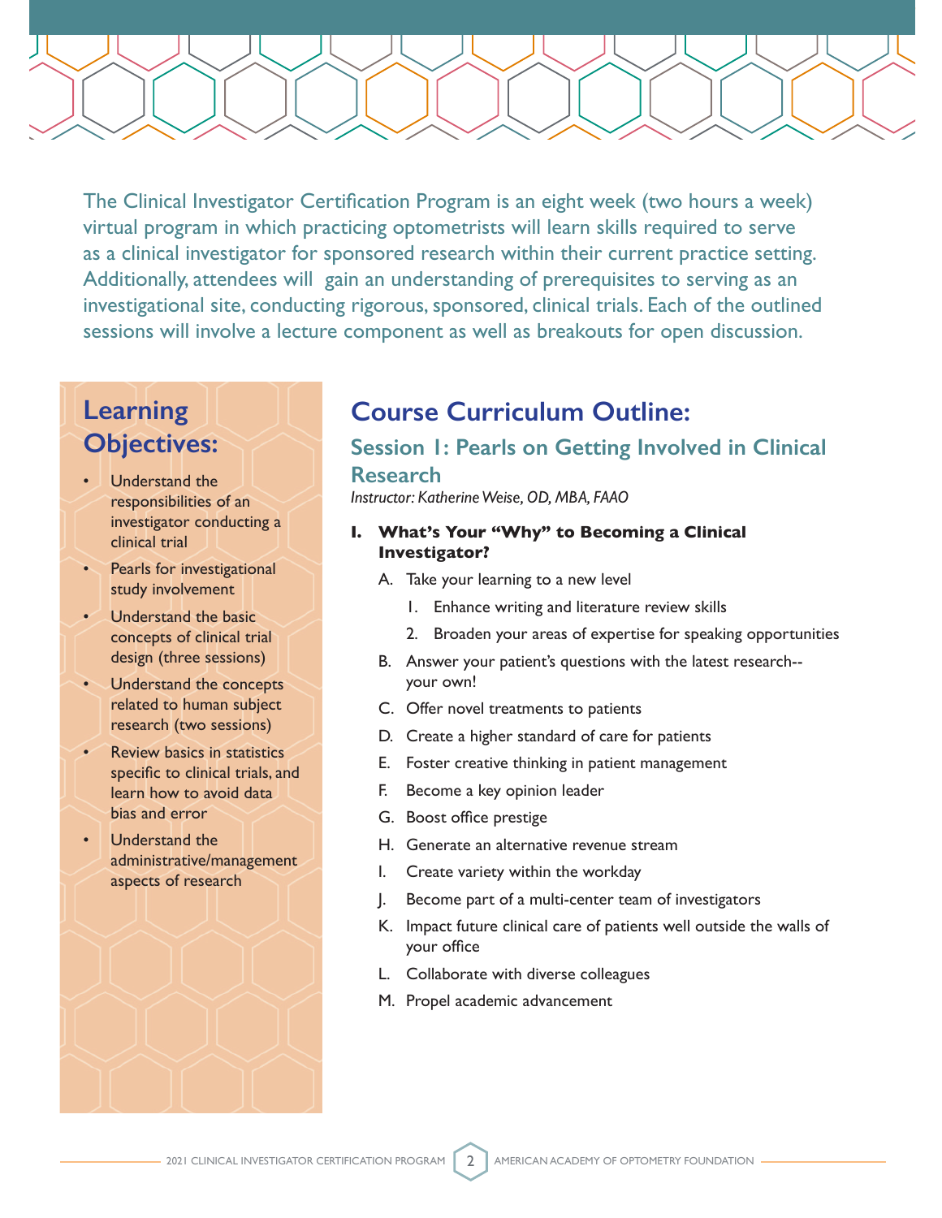The Clinical Investigator Certification Program is an eight week (two hours a week) virtual program in which practicing optometrists will learn skills required to serve as a clinical investigator for sponsored research within their current practice setting. Additionally, attendees will gain an understanding of prerequisites to serving as an investigational site, conducting rigorous, sponsored, clinical trials. Each of the outlined sessions will involve a lecture component as well as breakouts for open discussion.

## Learning Objectives:

- Understand the responsibilities of an investigator conducting a clinical trial
- Pearls for investigational study involvement
- Understand the basic concepts of clinical trial design (three sessions)
- Understand the concepts related to human subject research (two sessions)
- Review basics in statistics specific to clinical trials, and learn how to avoid data bias and error
- Understand the administrative/management aspects of research

## Course Curriculum Outline:

### Session 1: Pearls on Getting Involved in Clinical Research

*Instructor: Katherine Weise, OD, MBA, FAAO*

**I. What's Your "Why" to Becoming a Clinical Investigator?**

A. Take your learning to a new level
   1. Enhance writing and literature review skills
   2. Broaden your areas of expertise for speaking opportunities

B. Answer your patient's questions with the latest research--your own!

C. Offer novel treatments to patients

D. Create a higher standard of care for patients

E. Foster creative thinking in patient management

F. Become a key opinion leader

G. Boost office prestige

H. Generate an alternative revenue stream

I. Create variety within the workday

J. Become part of a multi-center team of investigators

K. Impact future clinical care of patients well outside the walls of your office

L. Collaborate with diverse colleagues

M. Propel academic advancement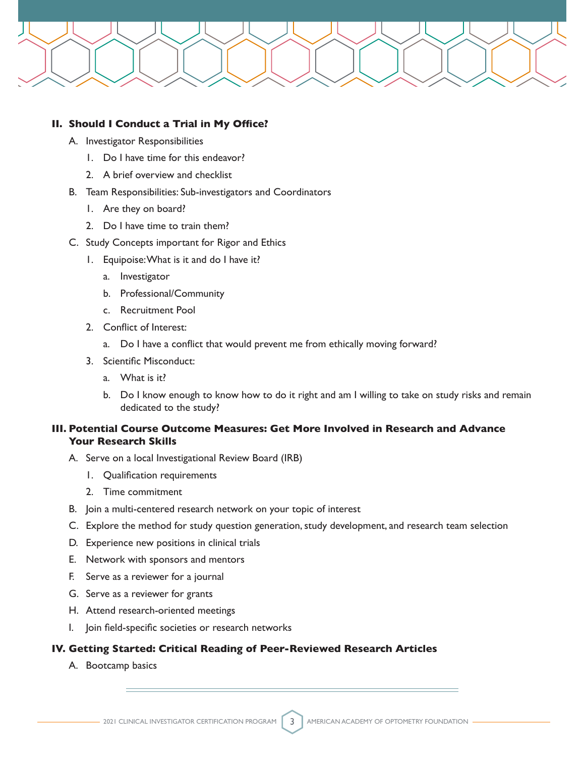## II. Should I Conduct a Trial in My Office?

A. Investigator Responsibilities

1. Do I have time for this endeavor?
2. A brief overview and checklist

B. Team Responsibilities: Sub-investigators and Coordinators

1. Are they on board?
2. Do I have time to train them?

C. Study Concepts important for Rigor and Ethics

1. Equipoise: What is it and do I have it?
   a. Investigator
   b. Professional/Community
   c. Recruitment Pool
2. Conflict of Interest:
   a. Do I have a conflict that would prevent me from ethically moving forward?
3. Scientific Misconduct:
   a. What is it?
   b. Do I know enough to know how to do it right and am I willing to take on study risks and remain dedicated to the study?

## III. Potential Course Outcome Measures: Get More Involved in Research and Advance Your Research Skills

A. Serve on a local Investigational Review Board (IRB)

1. Qualification requirements
2. Time commitment

B. Join a multi-centered research network on your topic of interest

C. Explore the method for study question generation, study development, and research team selection

D. Experience new positions in clinical trials

E. Network with sponsors and mentors

F. Serve as a reviewer for a journal

G. Serve as a reviewer for grants

H. Attend research-oriented meetings

I. Join field-specific societies or research networks

## IV. Getting Started: Critical Reading of Peer-Reviewed Research Articles

A. Bootcamp basics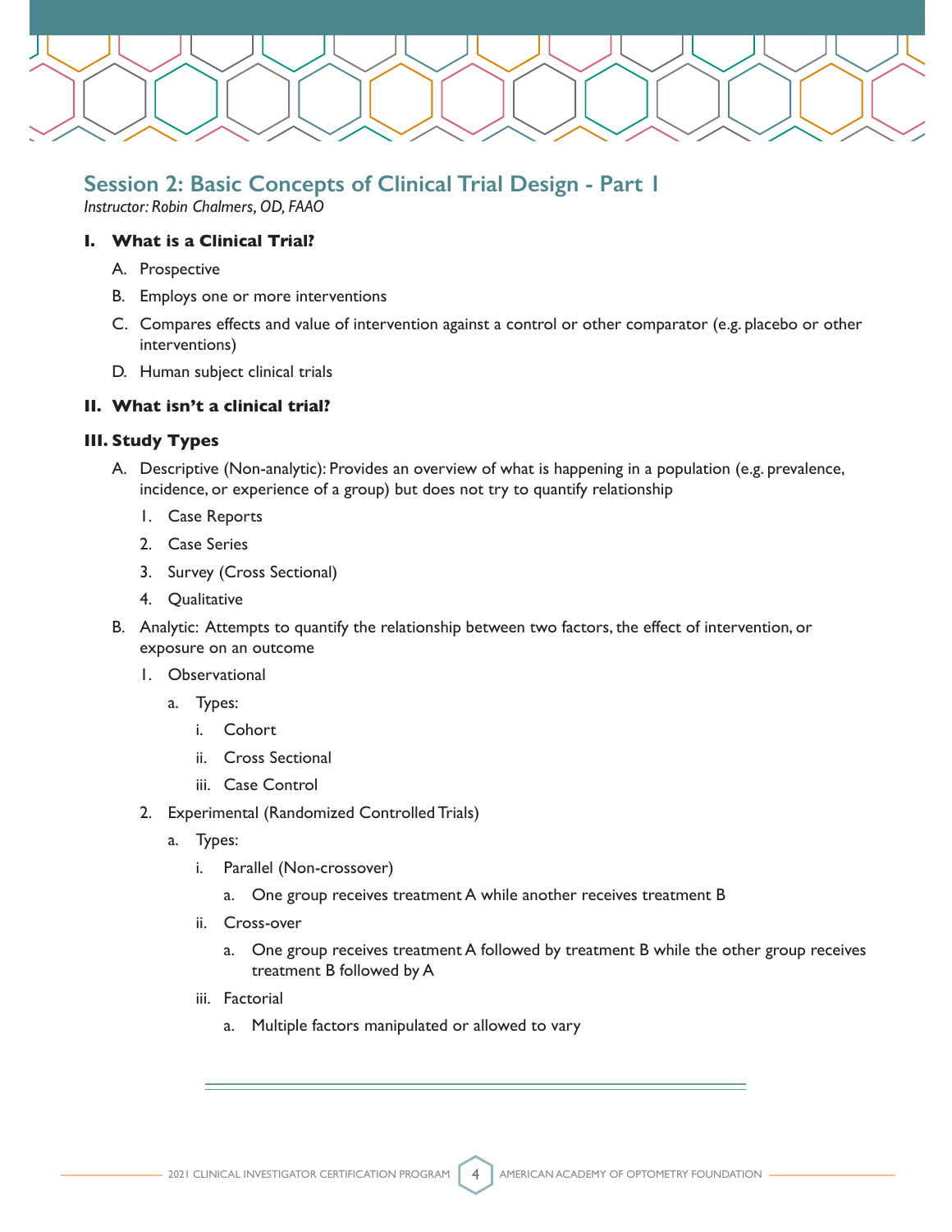## Session 2: Basic Concepts of Clinical Trial Design - Part 1

*Instructor: Robin Chalmers, OD, FAAO*

### I. What is a Clinical Trial?

A. Prospective

B. Employs one or more interventions

C. Compares effects and value of intervention against a control or other comparator (e.g. placebo or other interventions)

D. Human subject clinical trials

### II. What isn't a clinical trial?

### III. Study Types

A. Descriptive (Non-analytic): Provides an overview of what is happening in a population (e.g. prevalence, incidence, or experience of a group) but does not try to quantify relationship

1. Case Reports
2. Case Series
3. Survey (Cross Sectional)
4. Qualitative

B. Analytic: Attempts to quantify the relationship between two factors, the effect of intervention, or exposure on an outcome

1. Observational
    - a. Types:
        - i. Cohort
        - ii. Cross Sectional
        - iii. Case Control
2. Experimental (Randomized Controlled Trials)
    - a. Types:
        - i. Parallel (Non-crossover)
            - a. One group receives treatment A while another receives treatment B
        - ii. Cross-over
            - a. One group receives treatment A followed by treatment B while the other group receives treatment B followed by A
        - iii. Factorial
            - a. Multiple factors manipulated or allowed to vary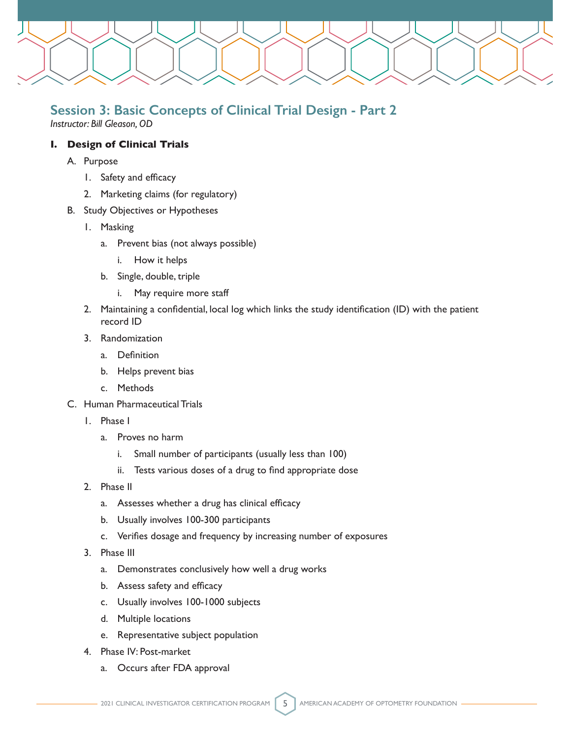## Session 3: Basic Concepts of Clinical Trial Design - Part 2

*Instructor: Bill Gleason, OD*

### I. Design of Clinical Trials

- A. Purpose
    1. Safety and efficacy
    2. Marketing claims (for regulatory)
- B. Study Objectives or Hypotheses
    1. Masking
        - a. Prevent bias (not always possible)
            - i. How it helps
        - b. Single, double, triple
            - i. May require more staff
    2. Maintaining a confidential, local log which links the study identification (ID) with the patient record ID
    3. Randomization
        - a. Definition
        - b. Helps prevent bias
        - c. Methods
- C. Human Pharmaceutical Trials
    1. Phase I
        - a. Proves no harm
            - i. Small number of participants (usually less than 100)
            - ii. Tests various doses of a drug to find appropriate dose
    2. Phase II
        - a. Assesses whether a drug has clinical efficacy
        - b. Usually involves 100-300 participants
        - c. Verifies dosage and frequency by increasing number of exposures
    3. Phase III
        - a. Demonstrates conclusively how well a drug works
        - b. Assess safety and efficacy
        - c. Usually involves 100-1000 subjects
        - d. Multiple locations
        - e. Representative subject population
    4. Phase IV: Post-market
        - a. Occurs after FDA approval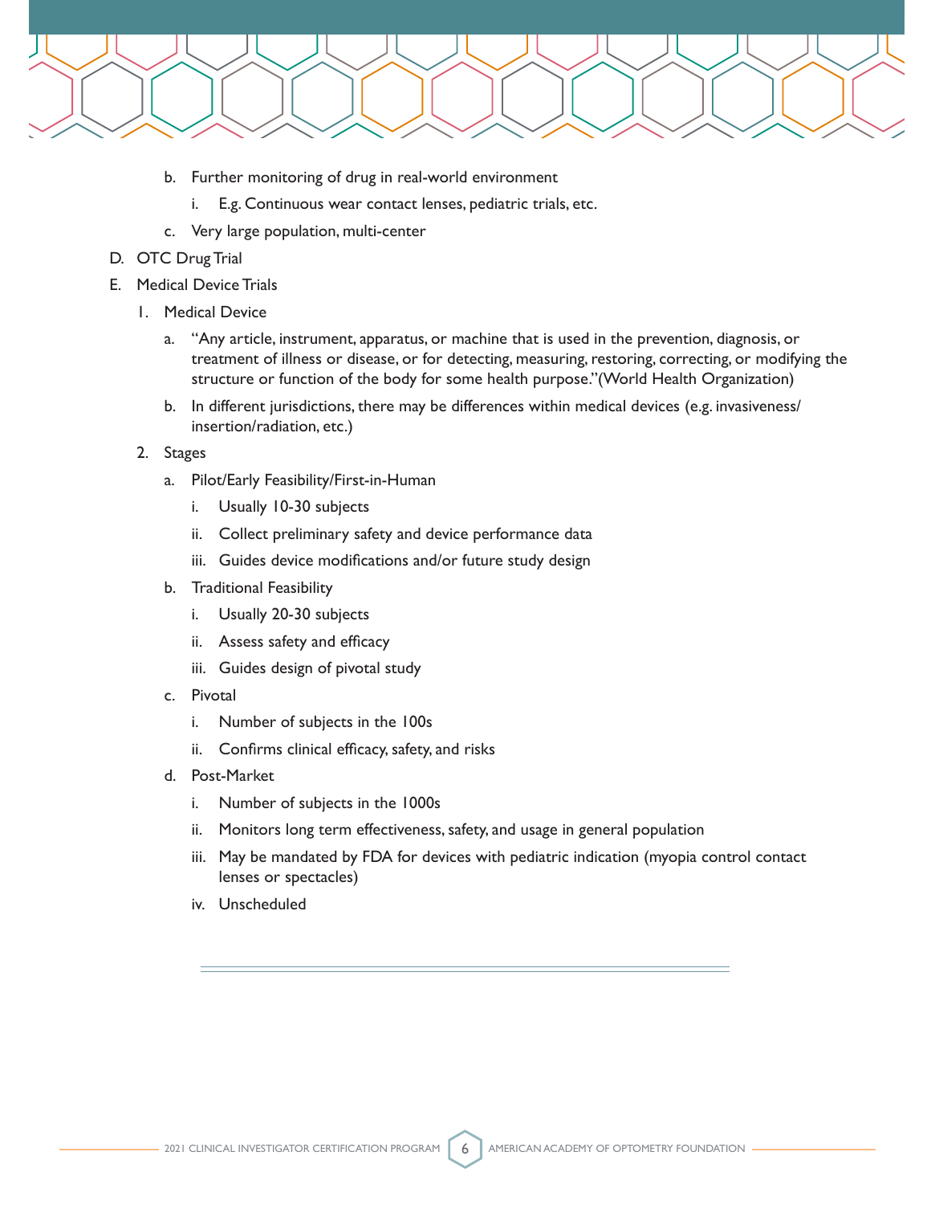b. Further monitoring of drug in real-world environment
      i. E.g. Continuous wear contact lenses, pediatric trials, etc.
   c. Very large population, multi-center

D. OTC Drug Trial

E. Medical Device Trials

   1. Medical Device
      a. "Any article, instrument, apparatus, or machine that is used in the prevention, diagnosis, or treatment of illness or disease, or for detecting, measuring, restoring, correcting, or modifying the structure or function of the body for some health purpose."(World Health Organization)
      b. In different jurisdictions, there may be differences within medical devices (e.g. invasiveness/insertion/radiation, etc.)
   2. Stages
      a. Pilot/Early Feasibility/First-in-Human
         i. Usually 10-30 subjects
         ii. Collect preliminary safety and device performance data
         iii. Guides device modifications and/or future study design
      b. Traditional Feasibility
         i. Usually 20-30 subjects
         ii. Assess safety and efficacy
         iii. Guides design of pivotal study
      c. Pivotal
         i. Number of subjects in the 100s
         ii. Confirms clinical efficacy, safety, and risks
      d. Post-Market
         i. Number of subjects in the 1000s
         ii. Monitors long term effectiveness, safety, and usage in general population
         iii. May be mandated by FDA for devices with pediatric indication (myopia control contact lenses or spectacles)
         iv. Unscheduled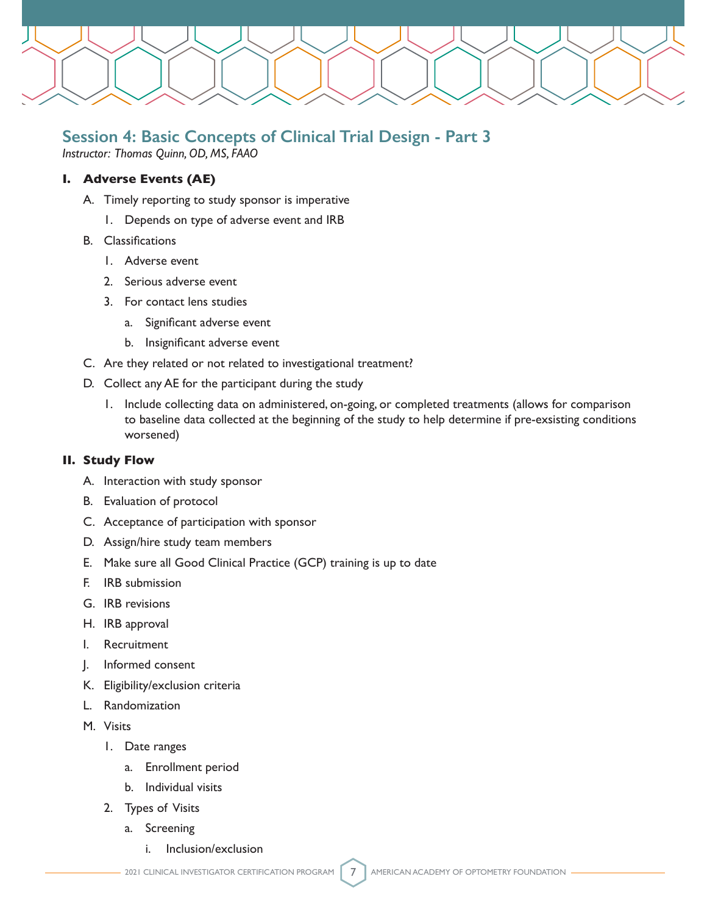## Session 4: Basic Concepts of Clinical Trial Design - Part 3

*Instructor: Thomas Quinn, OD, MS, FAAO*

### I. Adverse Events (AE)

A. Timely reporting to study sponsor is imperative
   1. Depends on type of adverse event and IRB

B. Classifications
   1. Adverse event
   2. Serious adverse event
   3. For contact lens studies
      a. Significant adverse event
      b. Insignificant adverse event

C. Are they related or not related to investigational treatment?

D. Collect any AE for the participant during the study
   1. Include collecting data on administered, on-going, or completed treatments (allows for comparison to baseline data collected at the beginning of the study to help determine if pre-exsisting conditions worsened)

### II. Study Flow

A. Interaction with study sponsor

B. Evaluation of protocol

C. Acceptance of participation with sponsor

D. Assign/hire study team members

E. Make sure all Good Clinical Practice (GCP) training is up to date

F. IRB submission

G. IRB revisions

H. IRB approval

I. Recruitment

J. Informed consent

K. Eligibility/exclusion criteria

L. Randomization

M. Visits
   1. Date ranges
      a. Enrollment period
      b. Individual visits
   2. Types of Visits
      a. Screening
         i. Inclusion/exclusion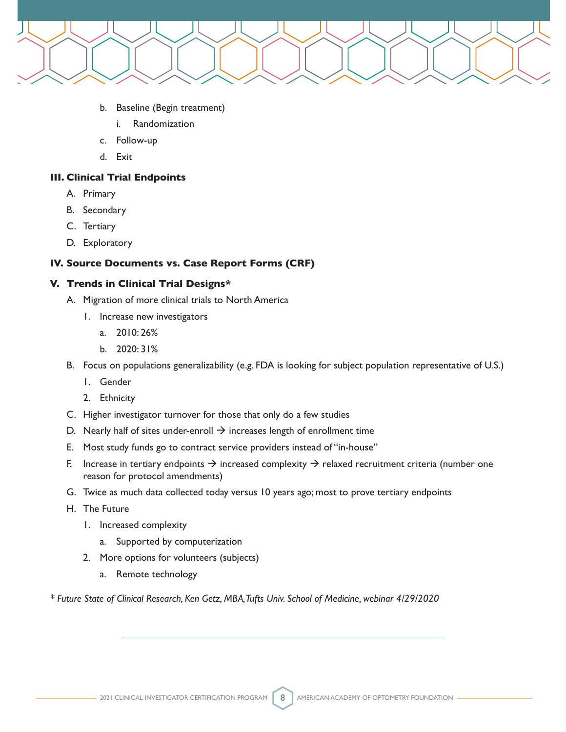b. Baseline (Begin treatment)
      i. Randomization
   c. Follow-up
   d. Exit

## III. Clinical Trial Endpoints

A. Primary
B. Secondary
C. Tertiary
D. Exploratory

## IV. Source Documents vs. Case Report Forms (CRF)

## V. Trends in Clinical Trial Designs*

A. Migration of more clinical trials to North America
   1. Increase new investigators
      a. 2010: 26%
      b. 2020: 31%
B. Focus on populations generalizability (e.g. FDA is looking for subject population representative of U.S.)
   1. Gender
   2. Ethnicity
C. Higher investigator turnover for those that only do a few studies
D. Nearly half of sites under-enroll → increases length of enrollment time
E. Most study funds go to contract service providers instead of "in-house"
F. Increase in tertiary endpoints → increased complexity → relaxed recruitment criteria (number one reason for protocol amendments)
G. Twice as much data collected today versus 10 years ago; most to prove tertiary endpoints
H. The Future
   1. Increased complexity
      a. Supported by computerization
   2. More options for volunteers (subjects)
      a. Remote technology

\* *Future State of Clinical Research, Ken Getz, MBA, Tufts Univ. School of Medicine, webinar 4/29/2020*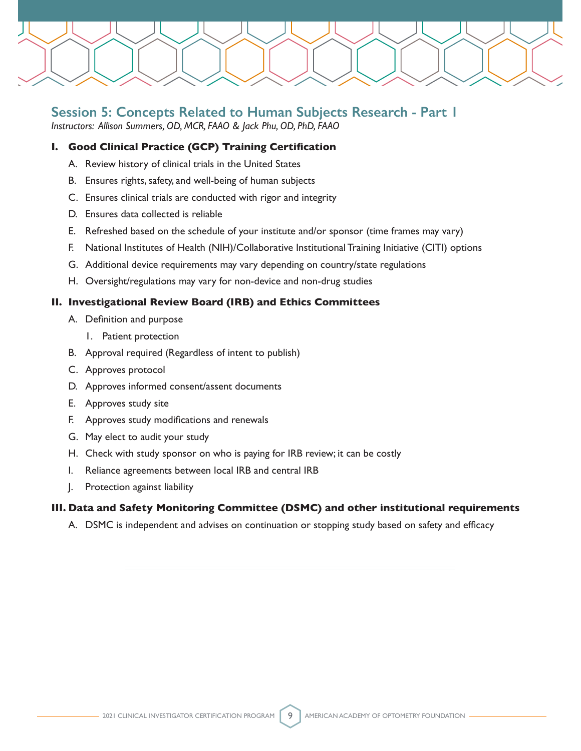## Session 5: Concepts Related to Human Subjects Research - Part 1

*Instructors: Allison Summers, OD, MCR, FAAO & Jack Phu, OD, PhD, FAAO*

### I. Good Clinical Practice (GCP) Training Certification

A. Review history of clinical trials in the United States

B. Ensures rights, safety, and well-being of human subjects

C. Ensures clinical trials are conducted with rigor and integrity

D. Ensures data collected is reliable

E. Refreshed based on the schedule of your institute and/or sponsor (time frames may vary)

F. National Institutes of Health (NIH)/Collaborative Institutional Training Initiative (CITI) options

G. Additional device requirements may vary depending on country/state regulations

H. Oversight/regulations may vary for non-device and non-drug studies

### II. Investigational Review Board (IRB) and Ethics Committees

A. Definition and purpose

  1. Patient protection

B. Approval required (Regardless of intent to publish)

C. Approves protocol

D. Approves informed consent/assent documents

E. Approves study site

F. Approves study modifications and renewals

G. May elect to audit your study

H. Check with study sponsor on who is paying for IRB review; it can be costly

I. Reliance agreements between local IRB and central IRB

J. Protection against liability

### III. Data and Safety Monitoring Committee (DSMC) and other institutional requirements

A. DSMC is independent and advises on continuation or stopping study based on safety and efficacy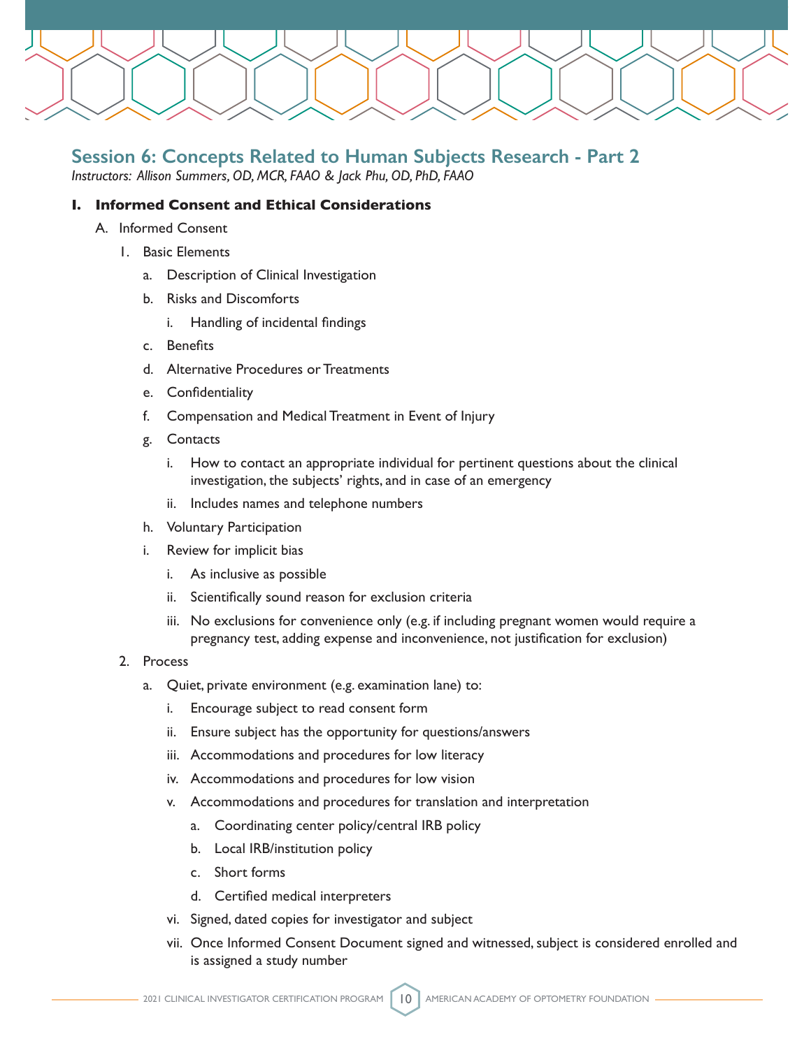## Session 6: Concepts Related to Human Subjects Research - Part 2

*Instructors: Allison Summers, OD, MCR, FAAO & Jack Phu, OD, PhD, FAAO*

### I. Informed Consent and Ethical Considerations

A. Informed Consent

1. Basic Elements
    a. Description of Clinical Investigation
    b. Risks and Discomforts
        i. Handling of incidental findings
    c. Benefits
    d. Alternative Procedures or Treatments
    e. Confidentiality
    f. Compensation and Medical Treatment in Event of Injury
    g. Contacts
        i. How to contact an appropriate individual for pertinent questions about the clinical investigation, the subjects' rights, and in case of an emergency
        ii. Includes names and telephone numbers
    h. Voluntary Participation
    i. Review for implicit bias
        i. As inclusive as possible
        ii. Scientifically sound reason for exclusion criteria
        iii. No exclusions for convenience only (e.g. if including pregnant women would require a pregnancy test, adding expense and inconvenience, not justification for exclusion)
2. Process
    a. Quiet, private environment (e.g. examination lane) to:
        i. Encourage subject to read consent form
        ii. Ensure subject has the opportunity for questions/answers
        iii. Accommodations and procedures for low literacy
        iv. Accommodations and procedures for low vision
        v. Accommodations and procedures for translation and interpretation
            a. Coordinating center policy/central IRB policy
            b. Local IRB/institution policy
            c. Short forms
            d. Certified medical interpreters
        vi. Signed, dated copies for investigator and subject
        vii. Once Informed Consent Document signed and witnessed, subject is considered enrolled and is assigned a study number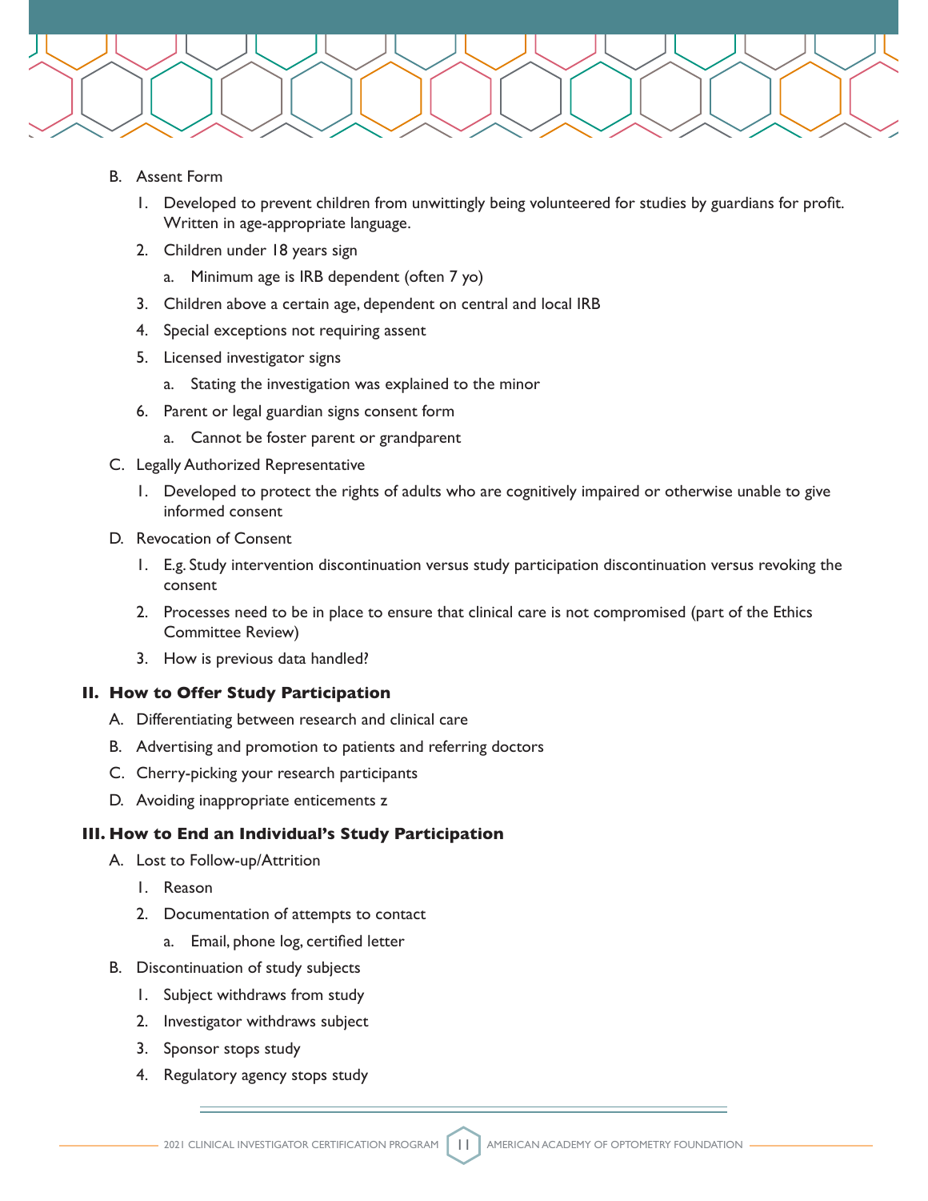B. Assent Form

   1. Developed to prevent children from unwittingly being volunteered for studies by guardians for profit. Written in age-appropriate language.
   2. Children under 18 years sign
      a. Minimum age is IRB dependent (often 7 yo)
   3. Children above a certain age, dependent on central and local IRB
   4. Special exceptions not requiring assent
   5. Licensed investigator signs
      a. Stating the investigation was explained to the minor
   6. Parent or legal guardian signs consent form
      a. Cannot be foster parent or grandparent

C. Legally Authorized Representative

   1. Developed to protect the rights of adults who are cognitively impaired or otherwise unable to give informed consent

D. Revocation of Consent

   1. E.g. Study intervention discontinuation versus study participation discontinuation versus revoking the consent
   2. Processes need to be in place to ensure that clinical care is not compromised (part of the Ethics Committee Review)
   3. How is previous data handled?

## II. How to Offer Study Participation

A. Differentiating between research and clinical care

B. Advertising and promotion to patients and referring doctors

C. Cherry-picking your research participants

D. Avoiding inappropriate enticements z

## III. How to End an Individual's Study Participation

A. Lost to Follow-up/Attrition

   1. Reason
   2. Documentation of attempts to contact
      a. Email, phone log, certified letter

B. Discontinuation of study subjects

   1. Subject withdraws from study
   2. Investigator withdraws subject
   3. Sponsor stops study
   4. Regulatory agency stops study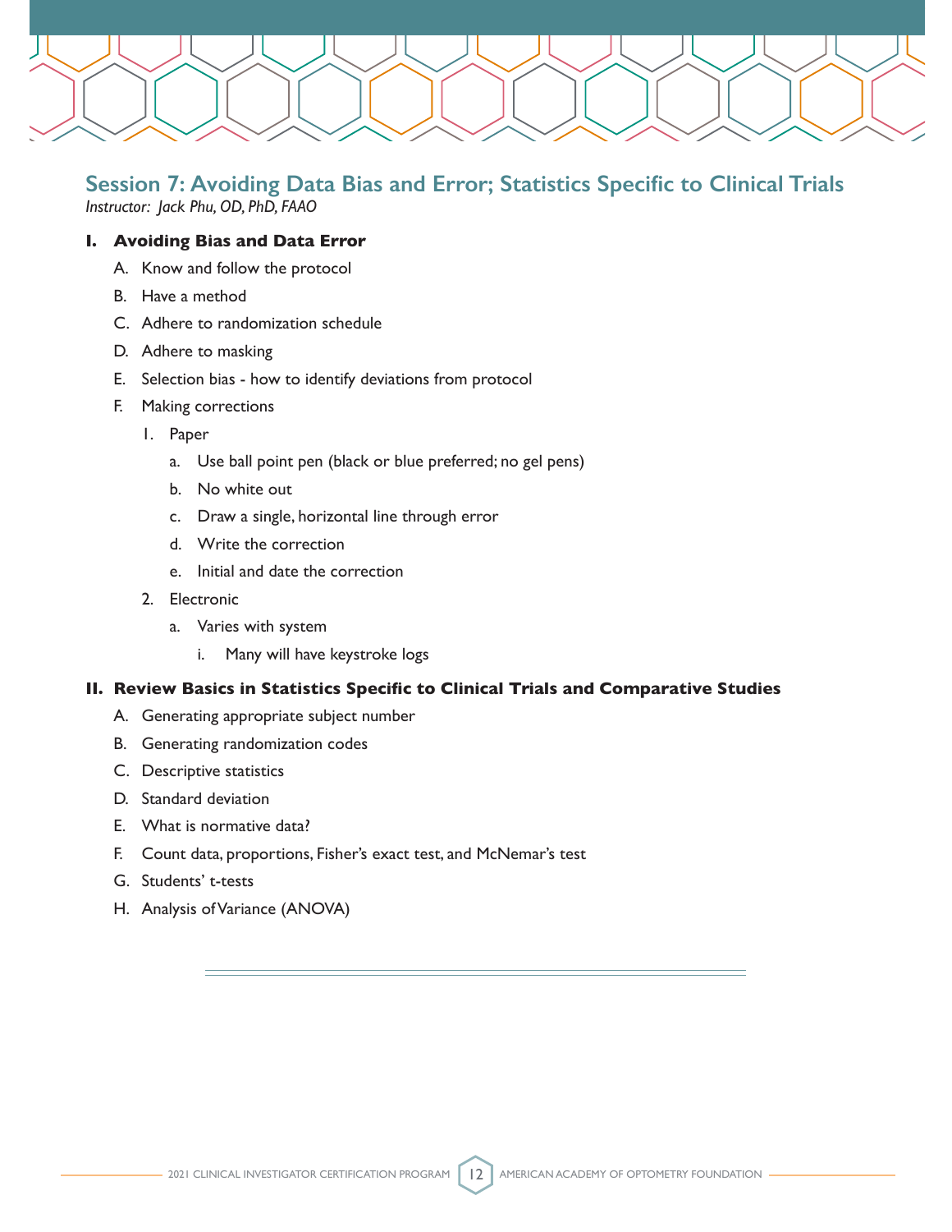## Session 7: Avoiding Data Bias and Error; Statistics Specific to Clinical Trials

*Instructor: Jack Phu, OD, PhD, FAAO*

### I. Avoiding Bias and Data Error

A. Know and follow the protocol

B. Have a method

C. Adhere to randomization schedule

D. Adhere to masking

E. Selection bias - how to identify deviations from protocol

F. Making corrections

1. Paper

   a. Use ball point pen (black or blue preferred; no gel pens)

   b. No white out

   c. Draw a single, horizontal line through error

   d. Write the correction

   e. Initial and date the correction

2. Electronic

   a. Varies with system

      i. Many will have keystroke logs

### II. Review Basics in Statistics Specific to Clinical Trials and Comparative Studies

A. Generating appropriate subject number

B. Generating randomization codes

C. Descriptive statistics

D. Standard deviation

E. What is normative data?

F. Count data, proportions, Fisher's exact test, and McNemar's test

G. Students' t-tests

H. Analysis of Variance (ANOVA)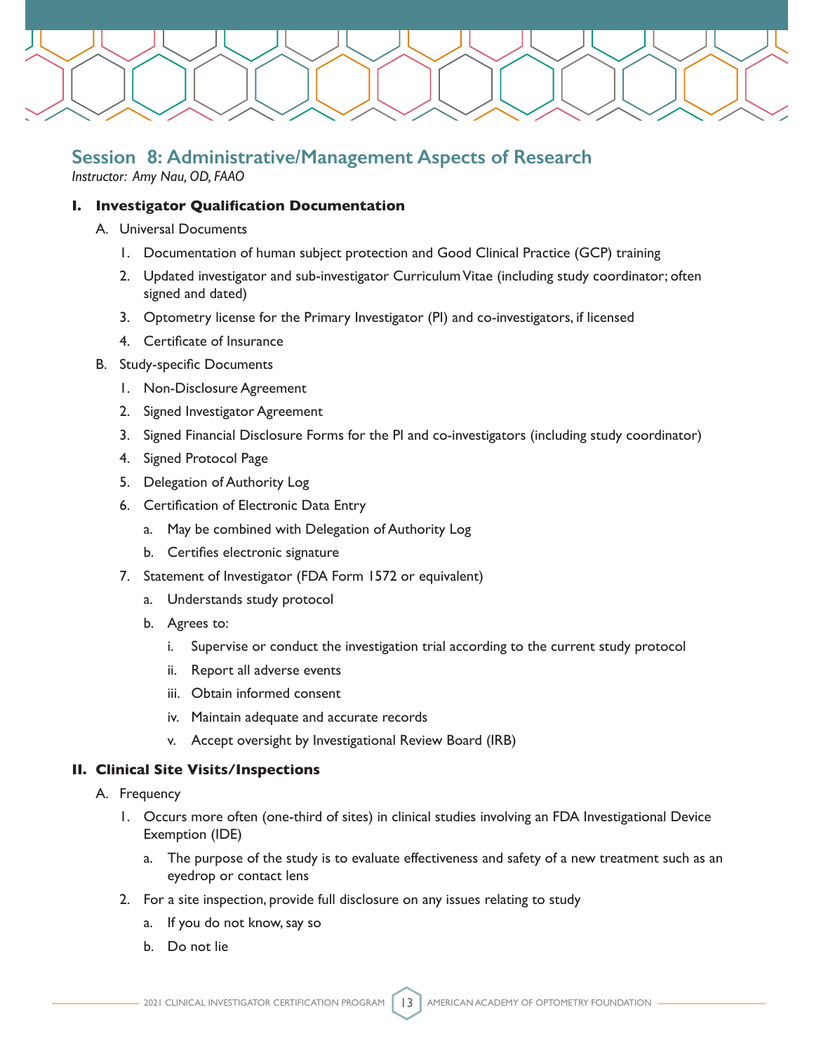## Session 8: Administrative/Management Aspects of Research

*Instructor: Amy Nau, OD, FAAO*

### I. Investigator Qualification Documentation

A. Universal Documents

1. Documentation of human subject protection and Good Clinical Practice (GCP) training
2. Updated investigator and sub-investigator Curriculum Vitae (including study coordinator; often signed and dated)
3. Optometry license for the Primary Investigator (PI) and co-investigators, if licensed
4. Certificate of Insurance

B. Study-specific Documents

1. Non-Disclosure Agreement
2. Signed Investigator Agreement
3. Signed Financial Disclosure Forms for the PI and co-investigators (including study coordinator)
4. Signed Protocol Page
5. Delegation of Authority Log
6. Certification of Electronic Data Entry
   a. May be combined with Delegation of Authority Log
   b. Certifies electronic signature
7. Statement of Investigator (FDA Form 1572 or equivalent)
   a. Understands study protocol
   b. Agrees to:
      i. Supervise or conduct the investigation trial according to the current study protocol
      ii. Report all adverse events
      iii. Obtain informed consent
      iv. Maintain adequate and accurate records
      v. Accept oversight by Investigational Review Board (IRB)

### II. Clinical Site Visits/Inspections

A. Frequency

1. Occurs more often (one-third of sites) in clinical studies involving an FDA Investigational Device Exemption (IDE)
   a. The purpose of the study is to evaluate effectiveness and safety of a new treatment such as an eyedrop or contact lens
2. For a site inspection, provide full disclosure on any issues relating to study
   a. If you do not know, say so
   b. Do not lie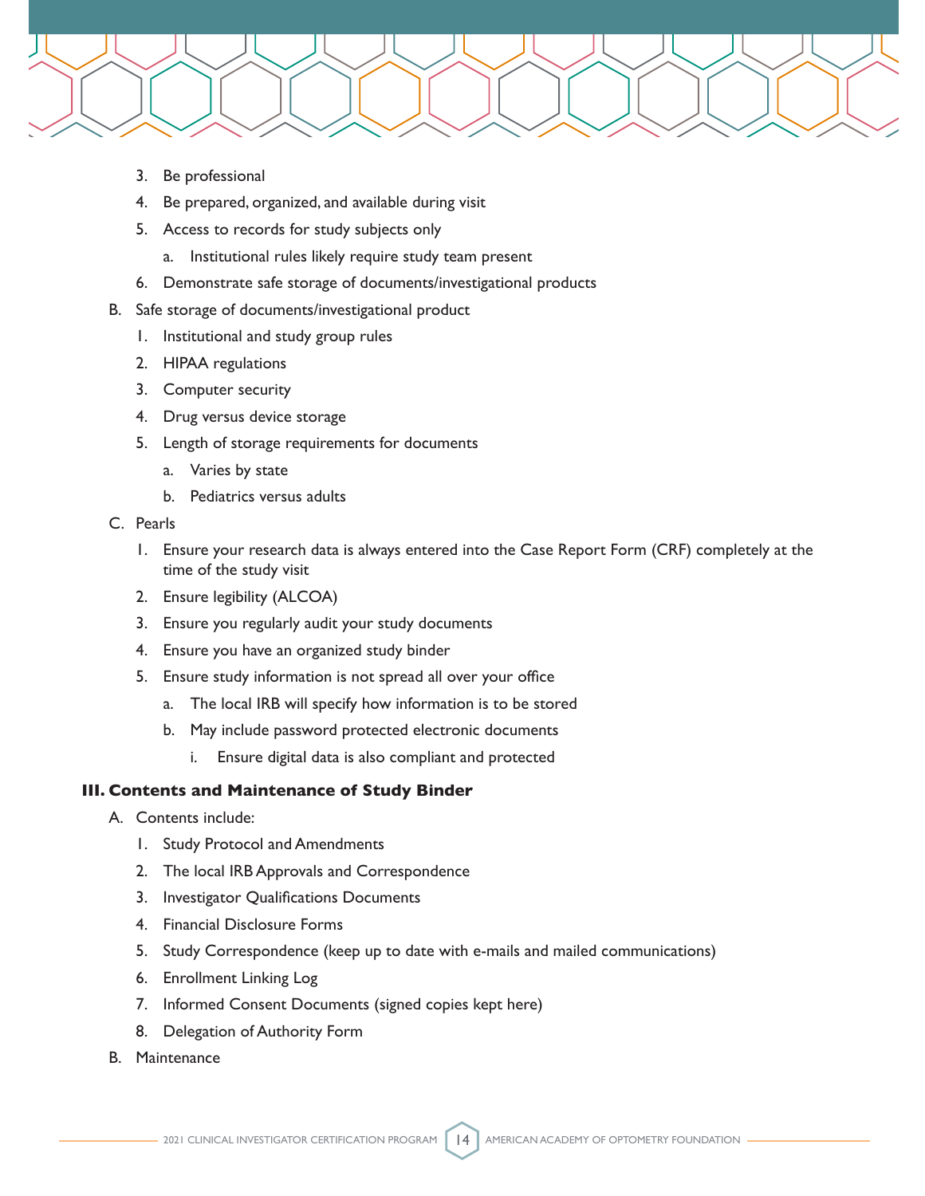3. Be professional
4. Be prepared, organized, and available during visit
5. Access to records for study subjects only
   a. Institutional rules likely require study team present
6. Demonstrate safe storage of documents/investigational products

B. Safe storage of documents/investigational product
1. Institutional and study group rules
2. HIPAA regulations
3. Computer security
4. Drug versus device storage
5. Length of storage requirements for documents
   a. Varies by state
   b. Pediatrics versus adults

C. Pearls
1. Ensure your research data is always entered into the Case Report Form (CRF) completely at the time of the study visit
2. Ensure legibility (ALCOA)
3. Ensure you regularly audit your study documents
4. Ensure you have an organized study binder
5. Ensure study information is not spread all over your office
   a. The local IRB will specify how information is to be stored
   b. May include password protected electronic documents
      i. Ensure digital data is also compliant and protected

**III. Contents and Maintenance of Study Binder**

A. Contents include:
1. Study Protocol and Amendments
2. The local IRB Approvals and Correspondence
3. Investigator Qualifications Documents
4. Financial Disclosure Forms
5. Study Correspondence (keep up to date with e-mails and mailed communications)
6. Enrollment Linking Log
7. Informed Consent Documents (signed copies kept here)
8. Delegation of Authority Form

B. Maintenance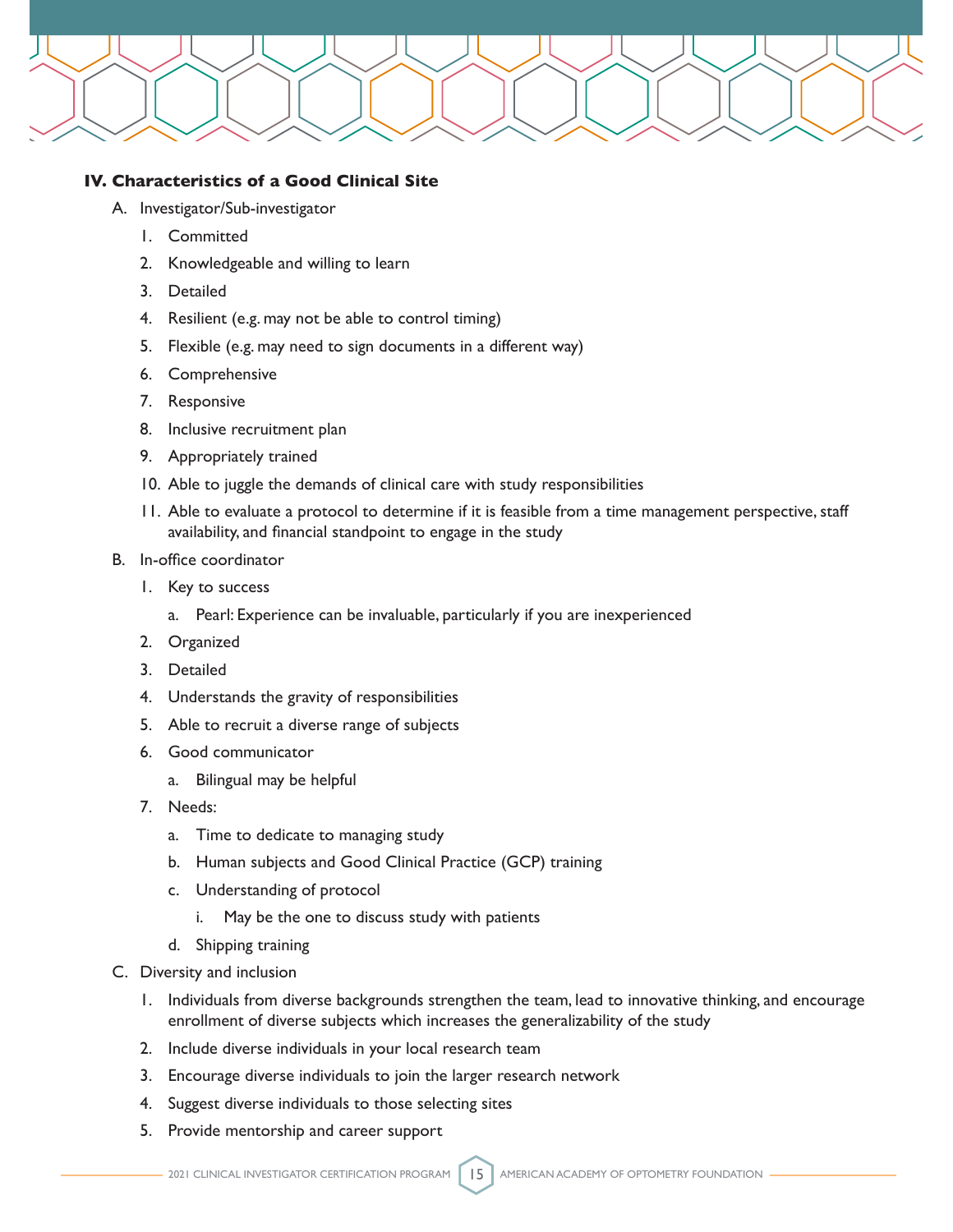## IV. Characteristics of a Good Clinical Site

A. Investigator/Sub-investigator
   1. Committed
   2. Knowledgeable and willing to learn
   3. Detailed
   4. Resilient (e.g. may not be able to control timing)
   5. Flexible (e.g. may need to sign documents in a different way)
   6. Comprehensive
   7. Responsive
   8. Inclusive recruitment plan
   9. Appropriately trained
   10. Able to juggle the demands of clinical care with study responsibilities
   11. Able to evaluate a protocol to determine if it is feasible from a time management perspective, staff availability, and financial standpoint to engage in the study

B. In-office coordinator
   1. Key to success
      a. Pearl: Experience can be invaluable, particularly if you are inexperienced
   2. Organized
   3. Detailed
   4. Understands the gravity of responsibilities
   5. Able to recruit a diverse range of subjects
   6. Good communicator
      a. Bilingual may be helpful
   7. Needs:
      a. Time to dedicate to managing study
      b. Human subjects and Good Clinical Practice (GCP) training
      c. Understanding of protocol
         i. May be the one to discuss study with patients
      d. Shipping training

C. Diversity and inclusion
   1. Individuals from diverse backgrounds strengthen the team, lead to innovative thinking, and encourage enrollment of diverse subjects which increases the generalizability of the study
   2. Include diverse individuals in your local research team
   3. Encourage diverse individuals to join the larger research network
   4. Suggest diverse individuals to those selecting sites
   5. Provide mentorship and career support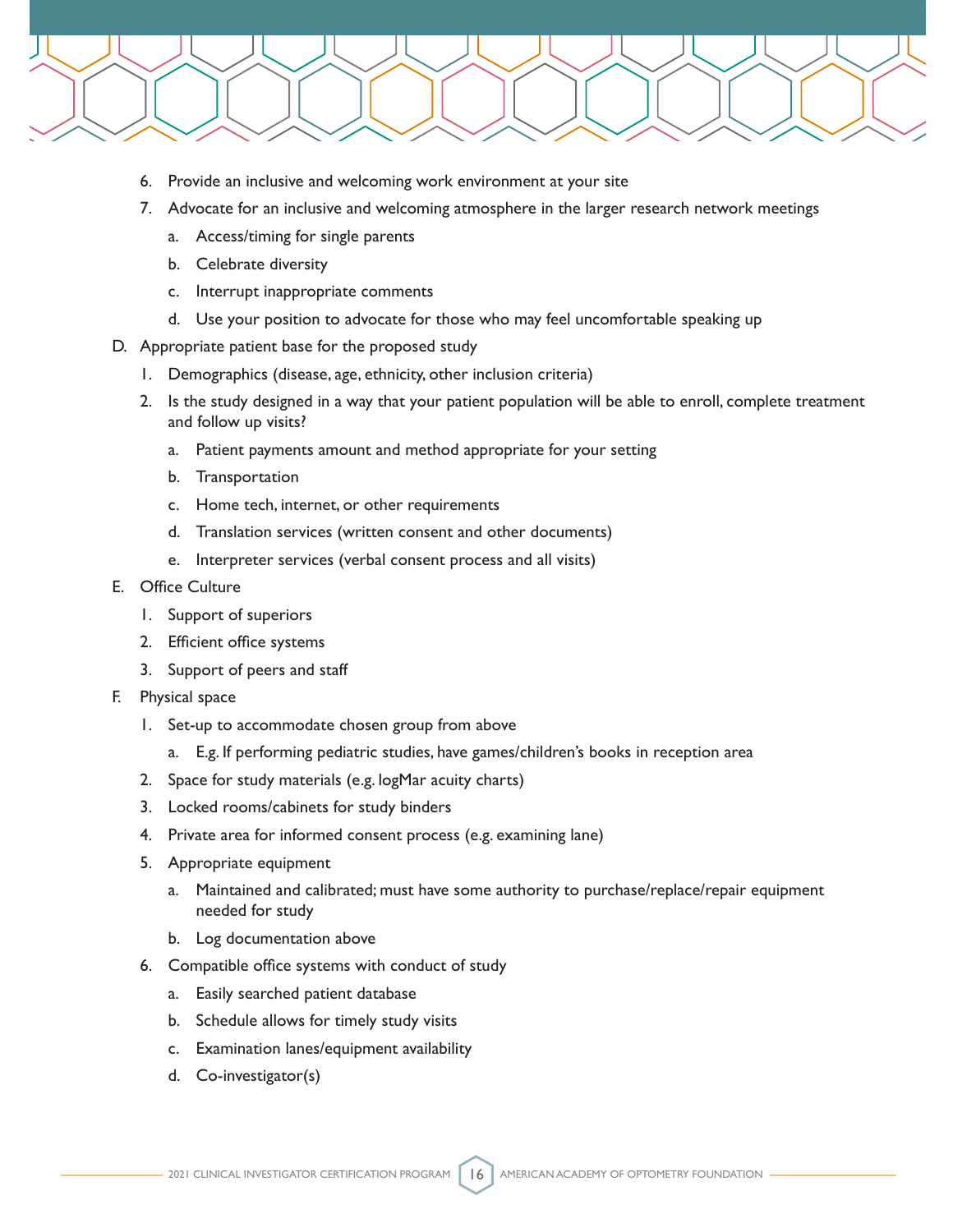6. Provide an inclusive and welcoming work environment at your site
7. Advocate for an inclusive and welcoming atmosphere in the larger research network meetings
    a. Access/timing for single parents
    b. Celebrate diversity
    c. Interrupt inappropriate comments
    d. Use your position to advocate for those who may feel uncomfortable speaking up

D. Appropriate patient base for the proposed study
  1. Demographics (disease, age, ethnicity, other inclusion criteria)
  2. Is the study designed in a way that your patient population will be able to enroll, complete treatment and follow up visits?
      a. Patient payments amount and method appropriate for your setting
      b. Transportation
      c. Home tech, internet, or other requirements
      d. Translation services (written consent and other documents)
      e. Interpreter services (verbal consent process and all visits)

E. Office Culture
  1. Support of superiors
  2. Efficient office systems
  3. Support of peers and staff

F. Physical space
  1. Set-up to accommodate chosen group from above
      a. E.g. If performing pediatric studies, have games/children's books in reception area
  2. Space for study materials (e.g. logMar acuity charts)
  3. Locked rooms/cabinets for study binders
  4. Private area for informed consent process (e.g. examining lane)
  5. Appropriate equipment
      a. Maintained and calibrated; must have some authority to purchase/replace/repair equipment needed for study
      b. Log documentation above
  6. Compatible office systems with conduct of study
      a. Easily searched patient database
      b. Schedule allows for timely study visits
      c. Examination lanes/equipment availability
      d. Co-investigator(s)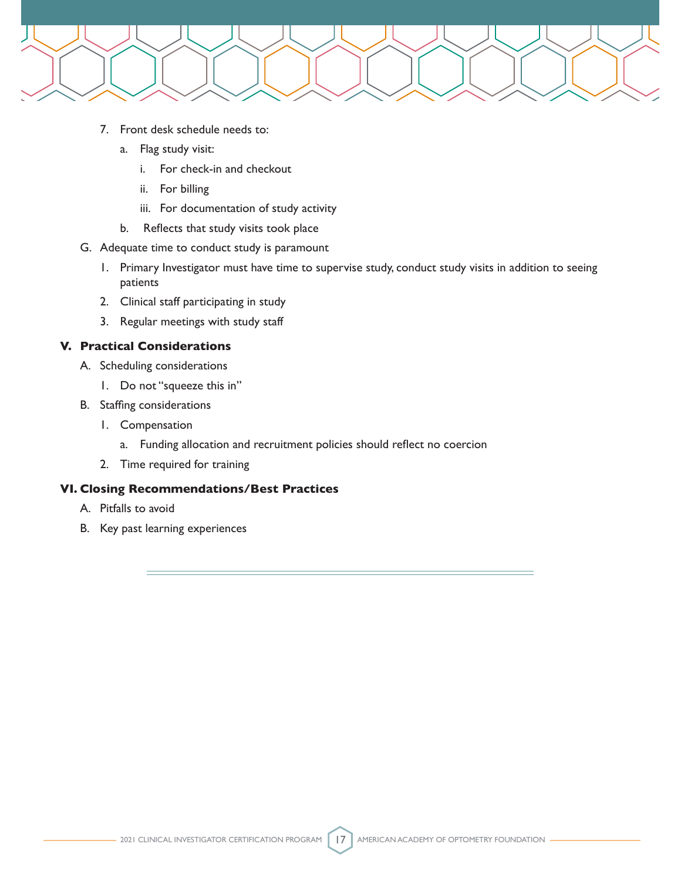7. Front desk schedule needs to:
    a. Flag study visit:
        i. For check-in and checkout
        ii. For billing
        iii. For documentation of study activity
    b. Reflects that study visits took place

G. Adequate time to conduct study is paramount
    1. Primary Investigator must have time to supervise study, conduct study visits in addition to seeing patients
    2. Clinical staff participating in study
    3. Regular meetings with study staff

**V. Practical Considerations**

A. Scheduling considerations
    1. Do not "squeeze this in"

B. Staffing considerations
    1. Compensation
        a. Funding allocation and recruitment policies should reflect no coercion
    2. Time required for training

**VI. Closing Recommendations/Best Practices**

A. Pitfalls to avoid

B. Key past learning experiences